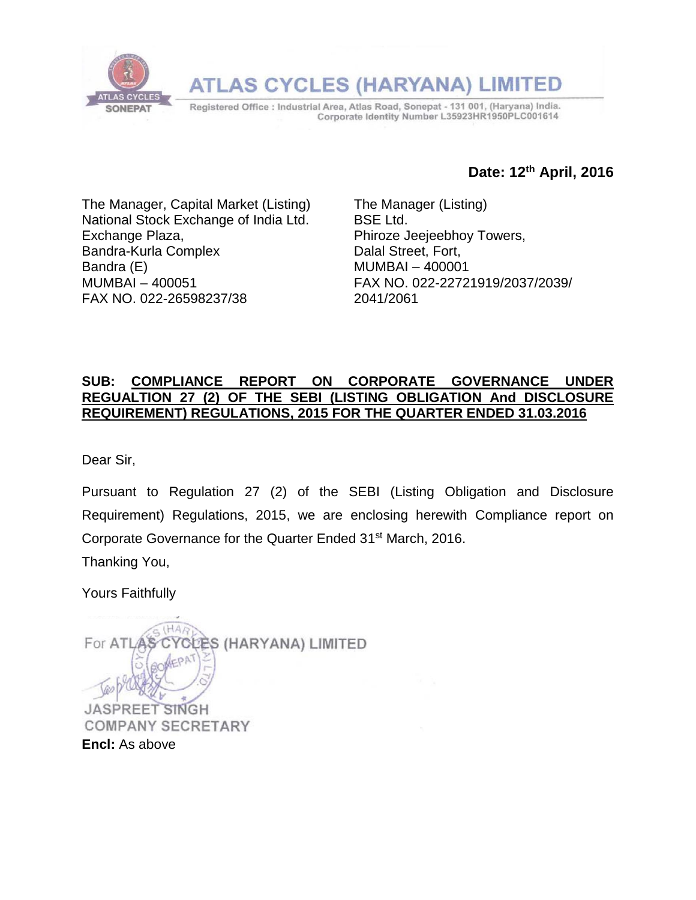# ATLAS CYCLES (HARYANA) LIMITED

Registered Office : Industrial Area, Atlas Road, Sonepat - 131 001, (Haryana) India.
Corporate Identity Number L35923HR1950PLC001614

**Date: 12th April, 2016**

The Manager, Capital Market (Listing)
National Stock Exchange of India Ltd.
Exchange Plaza,
Bandra-Kurla Complex
Bandra (E)
MUMBAI – 400051
FAX NO. 022-26598237/38

The Manager (Listing)
BSE Ltd.
Phiroze Jeejeebhoy Towers,
Dalal Street, Fort,
MUMBAI – 400001
FAX NO. 022-22721919/2037/2039/2041/2061

**SUB: COMPLIANCE REPORT ON CORPORATE GOVERNANCE UNDER REGUALTION 27 (2) OF THE SEBI (LISTING OBLIGATION And DISCLOSURE REQUIREMENT) REGULATIONS, 2015 FOR THE QUARTER ENDED 31.03.2016**

Dear Sir,

Pursuant to Regulation 27 (2) of the SEBI (Listing Obligation and Disclosure Requirement) Regulations, 2015, we are enclosing herewith Compliance report on Corporate Governance for the Quarter Ended 31st March, 2016.

Thanking You,

Yours Faithfully

For ATLAS CYCLES (HARYANA) LIMITED

JASPREET SINGH
COMPANY SECRETARY

**Encl:** As above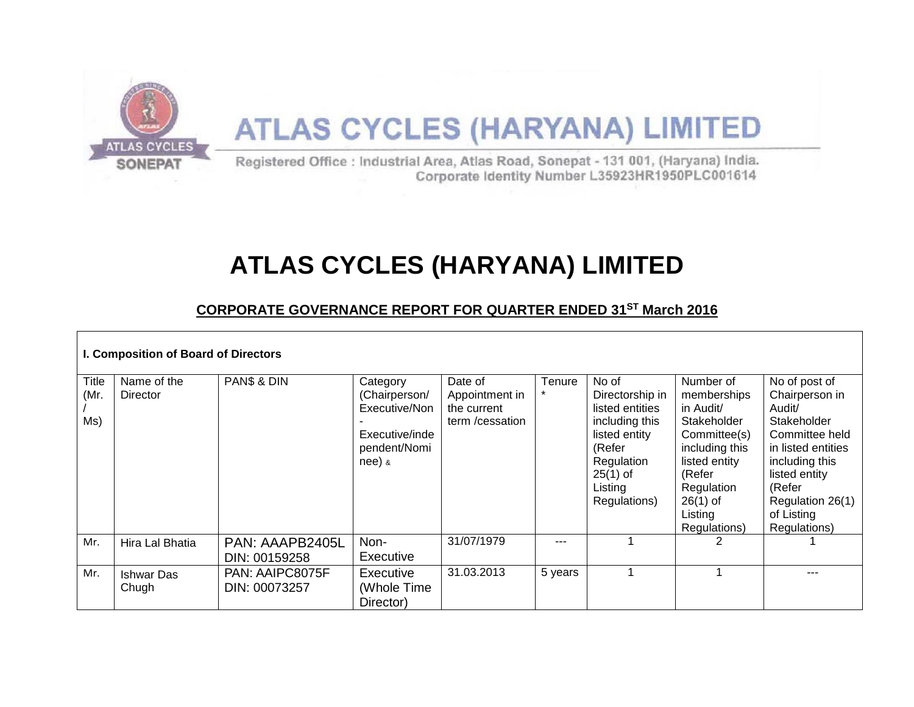# ATLAS CYCLES (HARYANA) LIMITED

Registered Office : Industrial Area, Atlas Road, Sonepat - 131 001, (Haryana) India.
Corporate Identity Number L35923HR1950PLC001614

# ATLAS CYCLES (HARYANA) LIMITED

## CORPORATE GOVERNANCE REPORT FOR QUARTER ENDED 31[ST] March 2016

**I. Composition of Board of Directors**

| Title (Mr. / Ms) | Name of the Director | PAN$ & DIN | Category (Chairperson/ Executive/Non - Executive/independent/Nominee) & | Date of Appointment in the current term /cessation | Tenure * | No of Directorship in listed entities including this listed entity (Refer Regulation 25(1) of Listing Regulations) | Number of memberships in Audit/ Stakeholder Committee(s) including this listed entity (Refer Regulation 26(1) of Listing Regulations) | No of post of Chairperson in Audit/ Stakeholder Committee held in listed entities including this listed entity (Refer Regulation 26(1) of Listing Regulations) |
|---|---|---|---|---|---|---|---|---|
| Mr. | Hira Lal Bhatia | PAN: AAAPB2405L DIN: 00159258 | Non-Executive | 31/07/1979 | --- | 1 | 2 | 1 |
| Mr. | Ishwar Das Chugh | PAN: AAIPC8075F DIN: 00073257 | Executive (Whole Time Director) | 31.03.2013 | 5 years | 1 | 1 | --- |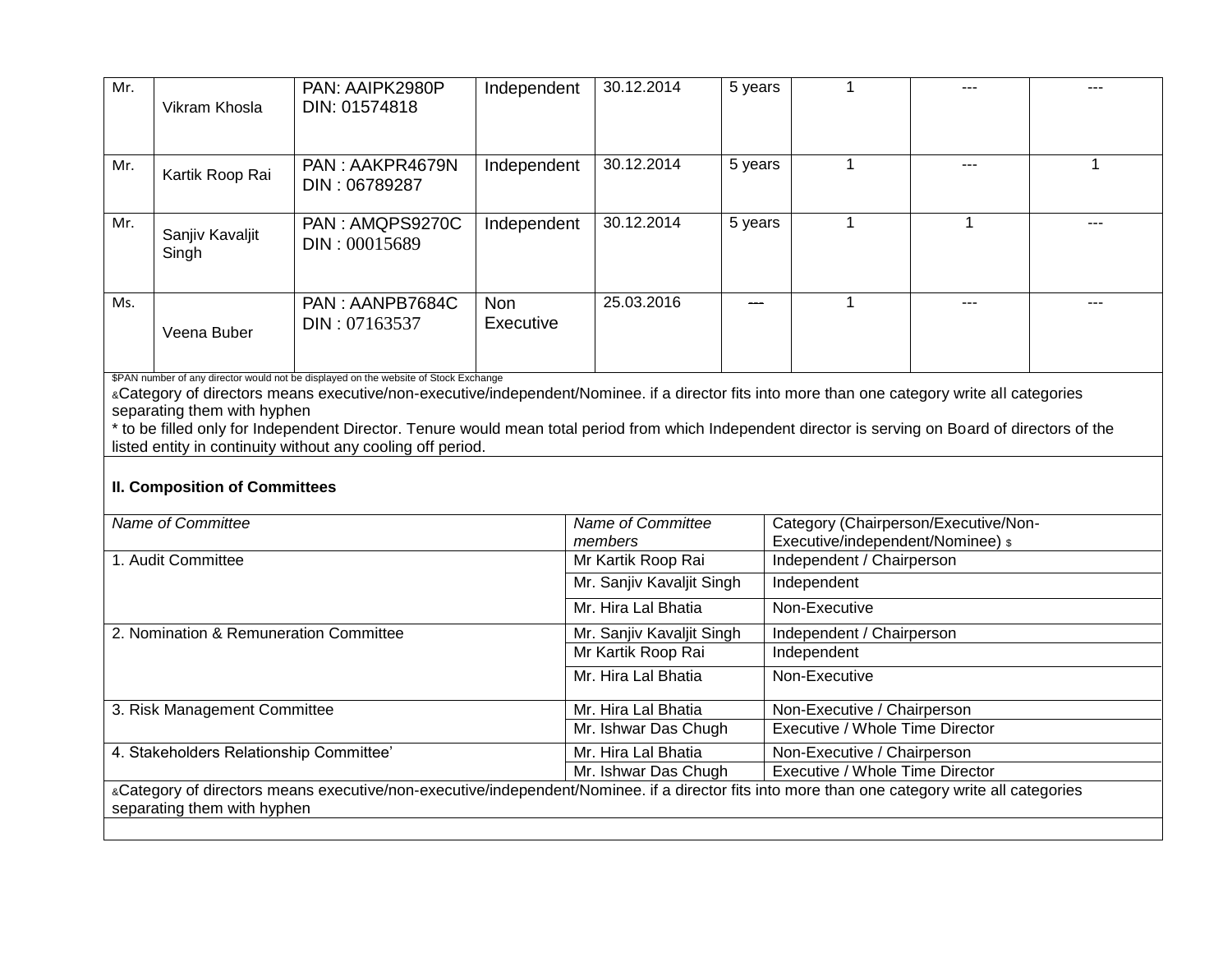| | | | | | | | | |
|---|---|---|---|---|---|---|---|---|
| Mr. | Vikram Khosla | PAN: AAIPK2980P DIN: 01574818 | Independent | 30.12.2014 | 5 years | 1 | --- | --- |
| Mr. | Kartik Roop Rai | PAN : AAKPR4679N DIN : 06789287 | Independent | 30.12.2014 | 5 years | 1 | --- | 1 |
| Mr. | Sanjiv Kavaljit Singh | PAN : AMQPS9270C DIN : 00015689 | Independent | 30.12.2014 | 5 years | 1 | 1 | --- |
| Ms. | Veena Buber | PAN : AANPB7684C DIN : 07163537 | Non Executive | 25.03.2016 | --- | 1 | --- | --- |

$PAN number of any director would not be displayed on the website of Stock Exchange

&Category of directors means executive/non-executive/independent/Nominee. if a director fits into more than one category write all categories separating them with hyphen

* to be filled only for Independent Director. Tenure would mean total period from which Independent director is serving on Board of directors of the listed entity in continuity without any cooling off period.

**II. Composition of Committees**

| *Name of Committee* | *Name of Committee members* | Category (Chairperson/Executive/Non-Executive/independent/Nominee) $ |
|---|---|---|
| 1. Audit Committee | Mr Kartik Roop Rai | Independent / Chairperson |
| | Mr. Sanjiv Kavaljit Singh | Independent |
| | Mr. Hira Lal Bhatia | Non-Executive |
| 2. Nomination & Remuneration Committee | Mr. Sanjiv Kavaljit Singh | Independent / Chairperson |
| | Mr Kartik Roop Rai | Independent |
| | Mr. Hira Lal Bhatia | Non-Executive |
| 3. Risk Management Committee | Mr. Hira Lal Bhatia | Non-Executive / Chairperson |
| | Mr. Ishwar Das Chugh | Executive / Whole Time Director |
| 4. Stakeholders Relationship Committee' | Mr. Hira Lal Bhatia | Non-Executive / Chairperson |
| | Mr. Ishwar Das Chugh | Executive / Whole Time Director |

&Category of directors means executive/non-executive/independent/Nominee. if a director fits into more than one category write all categories separating them with hyphen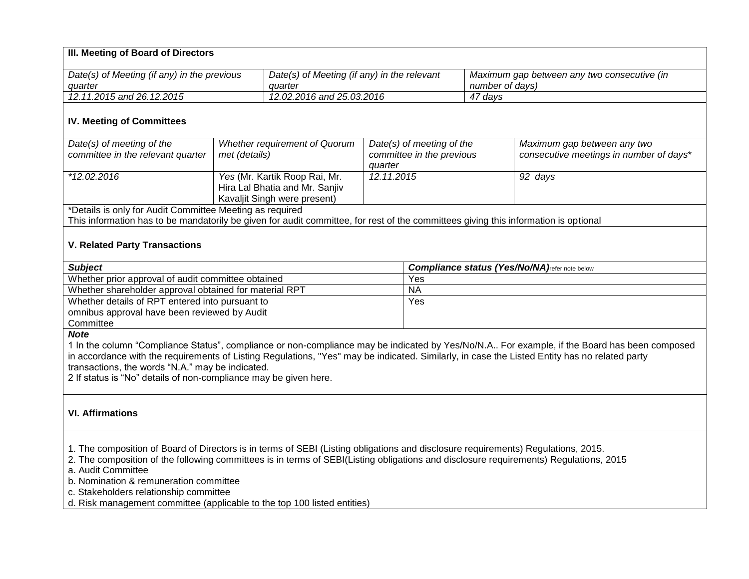### III. Meeting of Board of Directors

| *Date(s) of Meeting (if any) in the previous quarter* | *Date(s) of Meeting (if any) in the relevant quarter* | *Maximum gap between any two consecutive (in number of days)* |
|---|---|---|
| *12.11.2015 and 26.12.2015* | *12.02.2016 and 25.03.2016* | *47 days* |

### IV. Meeting of Committees

| *Date(s) of meeting of the committee in the relevant quarter* | *Whether requirement of Quorum met (details)* | *Date(s) of meeting of the committee in the previous quarter* | *Maximum gap between any two consecutive meetings in number of days** |
|---|---|---|---|
| **12.02.2016* | *Yes* (Mr. Kartik Roop Rai, Mr. Hira Lal Bhatia and Mr. Sanjiv Kavaljit Singh were present) | *12.11.2015* | *92 days* |

*Details is only for Audit Committee Meeting as required
This information has to be mandatorily be given for audit committee, for rest of the committees giving this information is optional

### V. Related Party Transactions

| ***Subject*** | ***Compliance status (Yes/No/NA)***refer note below |
|---|---|
| Whether prior approval of audit committee obtained | Yes |
| Whether shareholder approval obtained for material RPT | NA |
| Whether details of RPT entered into pursuant to omnibus approval have been reviewed by Audit Committee | Yes |

***Note***

1 In the column "Compliance Status", compliance or non-compliance may be indicated by Yes/No/N.A.. For example, if the Board has been composed in accordance with the requirements of Listing Regulations, "Yes" may be indicated. Similarly, in case the Listed Entity has no related party transactions, the words "N.A." may be indicated.
2 If status is "No" details of non-compliance may be given here.

### VI. Affirmations

1. The composition of Board of Directors is in terms of SEBI (Listing obligations and disclosure requirements) Regulations, 2015.
2. The composition of the following committees is in terms of SEBI(Listing obligations and disclosure requirements) Regulations, 2015

a. Audit Committee
b. Nomination & remuneration committee
c. Stakeholders relationship committee
d. Risk management committee (applicable to the top 100 listed entities)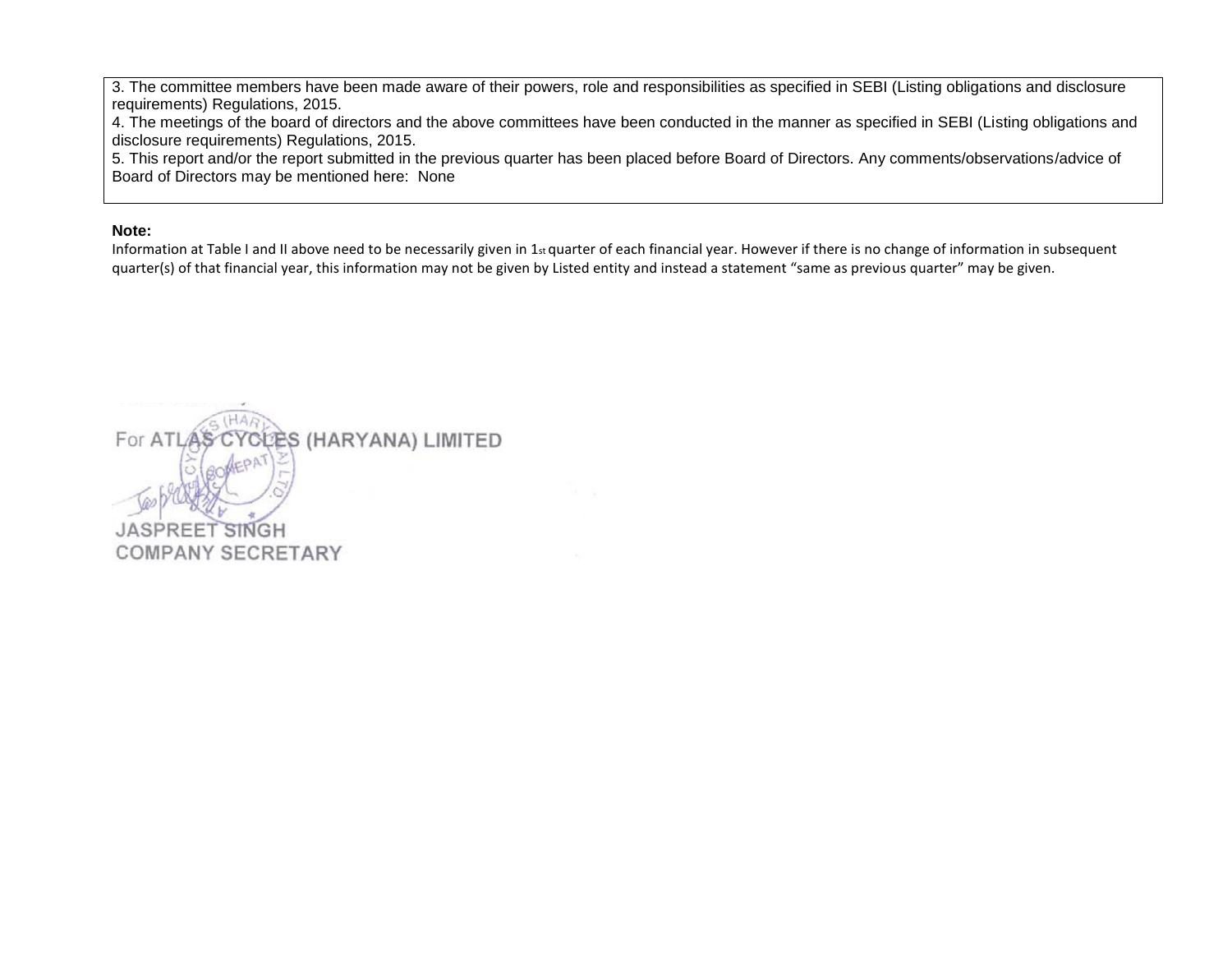3. The committee members have been made aware of their powers, role and responsibilities as specified in SEBI (Listing obligations and disclosure requirements) Regulations, 2015.
4. The meetings of the board of directors and the above committees have been conducted in the manner as specified in SEBI (Listing obligations and disclosure requirements) Regulations, 2015.
5. This report and/or the report submitted in the previous quarter has been placed before Board of Directors. Any comments/observations/advice of Board of Directors may be mentioned here: None

**Note:**

Information at Table I and II above need to be necessarily given in 1st quarter of each financial year. However if there is no change of information in subsequent quarter(s) of that financial year, this information may not be given by Listed entity and instead a statement "same as previous quarter" may be given.

For ATLAS CYCLES (HARYANA) LIMITED

JASPREET SINGH
COMPANY SECRETARY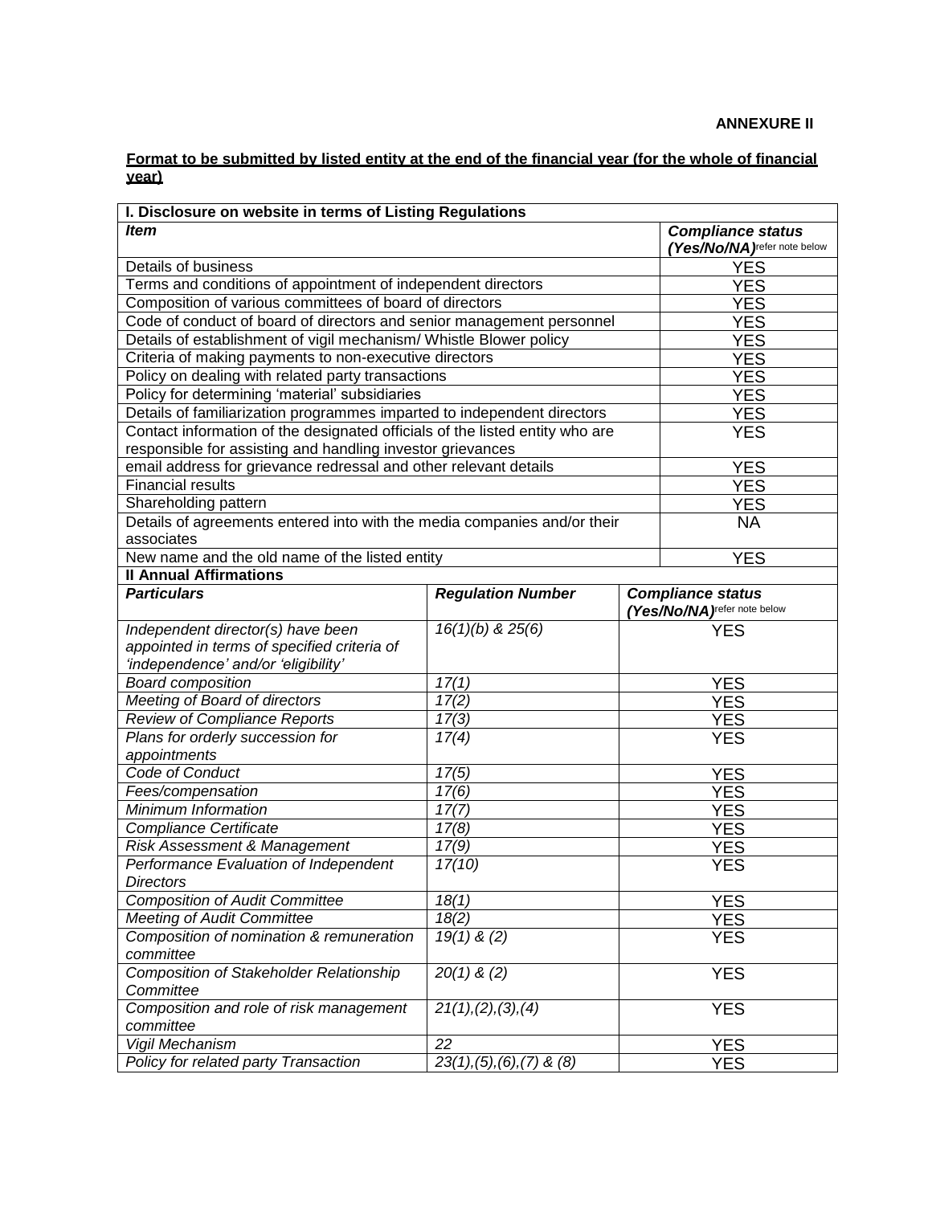**ANNEXURE II**

**Format to be submitted by listed entity at the end of the financial year (for the whole of financial year)**

| I. Disclosure on website in terms of Listing Regulations | |
|---|---|
| ***Item*** | ***Compliance status (Yes/No/NA)*** refer note below |
| Details of business | YES |
| Terms and conditions of appointment of independent directors | YES |
| Composition of various committees of board of directors | YES |
| Code of conduct of board of directors and senior management personnel | YES |
| Details of establishment of vigil mechanism/ Whistle Blower policy | YES |
| Criteria of making payments to non-executive directors | YES |
| Policy on dealing with related party transactions | YES |
| Policy for determining 'material' subsidiaries | YES |
| Details of familiarization programmes imparted to independent directors | YES |
| Contact information of the designated officials of the listed entity who are responsible for assisting and handling investor grievances | YES |
| email address for grievance redressal and other relevant details | YES |
| Financial results | YES |
| Shareholding pattern | YES |
| Details of agreements entered into with the media companies and/or their associates | NA |
| New name and the old name of the listed entity | YES |

| II Annual Affirmations | | |
|---|---|---|
| ***Particulars*** | ***Regulation Number*** | ***Compliance status (Yes/No/NA)*** refer note below |
| *Independent director(s) have been appointed in terms of specified criteria of 'independence' and/or 'eligibility'* | *16(1)(b) & 25(6)* | YES |
| *Board composition* | *17(1)* | YES |
| *Meeting of Board of directors* | *17(2)* | YES |
| *Review of Compliance Reports* | *17(3)* | YES |
| *Plans for orderly succession for appointments* | *17(4)* | YES |
| *Code of Conduct* | *17(5)* | YES |
| *Fees/compensation* | *17(6)* | YES |
| *Minimum Information* | *17(7)* | YES |
| *Compliance Certificate* | *17(8)* | YES |
| *Risk Assessment & Management* | *17(9)* | YES |
| *Performance Evaluation of Independent Directors* | *17(10)* | YES |
| *Composition of Audit Committee* | *18(1)* | YES |
| *Meeting of Audit Committee* | *18(2)* | YES |
| *Composition of nomination & remuneration committee* | *19(1) & (2)* | YES |
| *Composition of Stakeholder Relationship Committee* | *20(1) & (2)* | YES |
| *Composition and role of risk management committee* | *21(1),(2),(3),(4)* | YES |
| *Vigil Mechanism* | *22* | YES |
| *Policy for related party Transaction* | *23(1),(5),(6),(7) & (8)* | YES |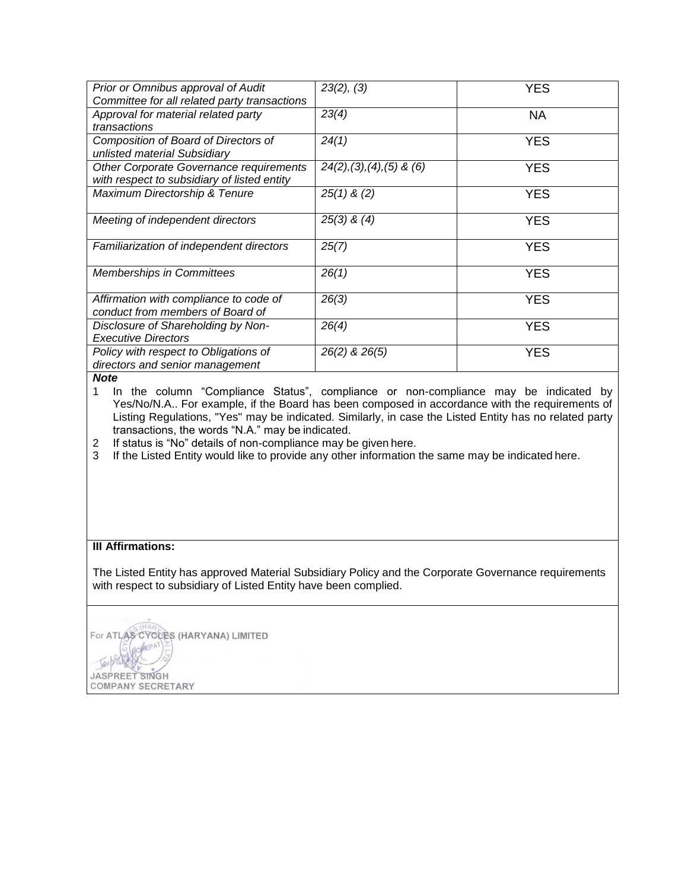| | | |
|---|---|---|
| *Prior or Omnibus approval of Audit Committee for all related party transactions* | *23(2), (3)* | YES |
| *Approval for material related party transactions* | *23(4)* | NA |
| *Composition of Board of Directors of unlisted material Subsidiary* | *24(1)* | YES |
| *Other Corporate Governance requirements with respect to subsidiary of listed entity* | *24(2),(3),(4),(5) & (6)* | YES |
| *Maximum Directorship & Tenure* | *25(1) & (2)* | YES |
| *Meeting of independent directors* | *25(3) & (4)* | YES |
| *Familiarization of independent directors* | *25(7)* | YES |
| *Memberships in Committees* | *26(1)* | YES |
| *Affirmation with compliance to code of conduct from members of Board of* | *26(3)* | YES |
| *Disclosure of Shareholding by Non-Executive Directors* | *26(4)* | YES |
| *Policy with respect to Obligations of directors and senior management* | *26(2) & 26(5)* | YES |

***Note***

1. In the column "Compliance Status", compliance or non-compliance may be indicated by Yes/No/N.A.. For example, if the Board has been composed in accordance with the requirements of Listing Regulations, "Yes" may be indicated. Similarly, in case the Listed Entity has no related party transactions, the words "N.A." may be indicated.
2. If status is "No" details of non-compliance may be given here.
3. If the Listed Entity would like to provide any other information the same may be indicated here.

**III Affirmations:**

The Listed Entity has approved Material Subsidiary Policy and the Corporate Governance requirements with respect to subsidiary of Listed Entity have been complied.

For ATLAS CYCLES (HARYANA) LIMITED

JASPREET SINGH
COMPANY SECRETARY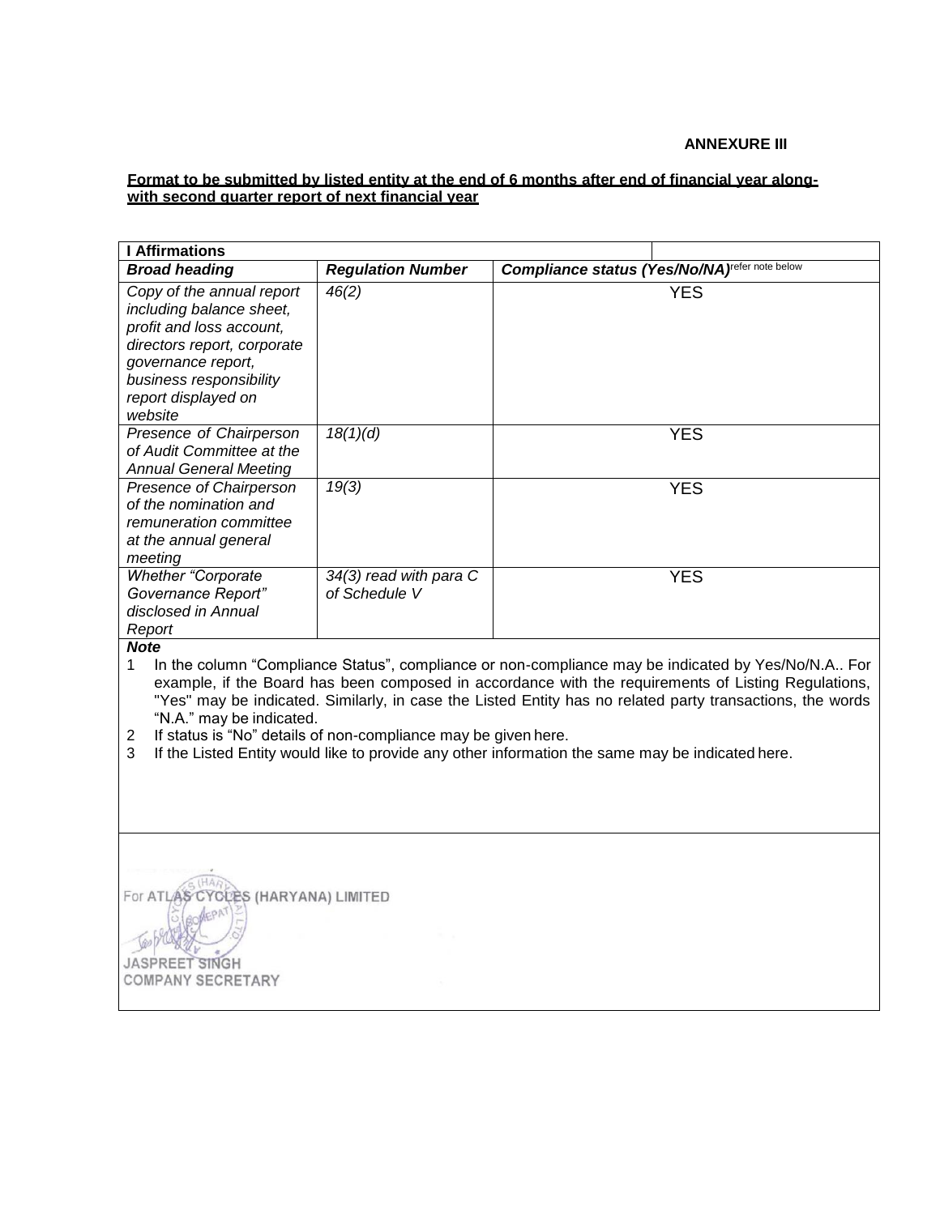**ANNEXURE III**

**Format to be submitted by listed entity at the end of 6 months after end of financial year along-with second quarter report of next financial year**

| **I Affirmations** | | |
|---|---|---|
| ***Broad heading*** | ***Regulation Number*** | ***Compliance status (Yes/No/NA)*** refer note below |
| *Copy of the annual report including balance sheet, profit and loss account, directors report, corporate governance report, business responsibility report displayed on website* | *46(2)* | YES |
| *Presence of Chairperson of Audit Committee at the Annual General Meeting* | *18(1)(d)* | YES |
| *Presence of Chairperson of the nomination and remuneration committee at the annual general meeting* | *19(3)* | YES |
| *Whether "Corporate Governance Report" disclosed in Annual Report* | *34(3) read with para C of Schedule V* | YES |

***Note***

1. In the column "Compliance Status", compliance or non-compliance may be indicated by Yes/No/N.A.. For example, if the Board has been composed in accordance with the requirements of Listing Regulations, "Yes" may be indicated. Similarly, in case the Listed Entity has no related party transactions, the words "N.A." may be indicated.
2. If status is "No" details of non-compliance may be given here.
3. If the Listed Entity would like to provide any other information the same may be indicated here.

For ATLAS CYCLES (HARYANA) LIMITED

JASPREET SINGH
COMPANY SECRETARY